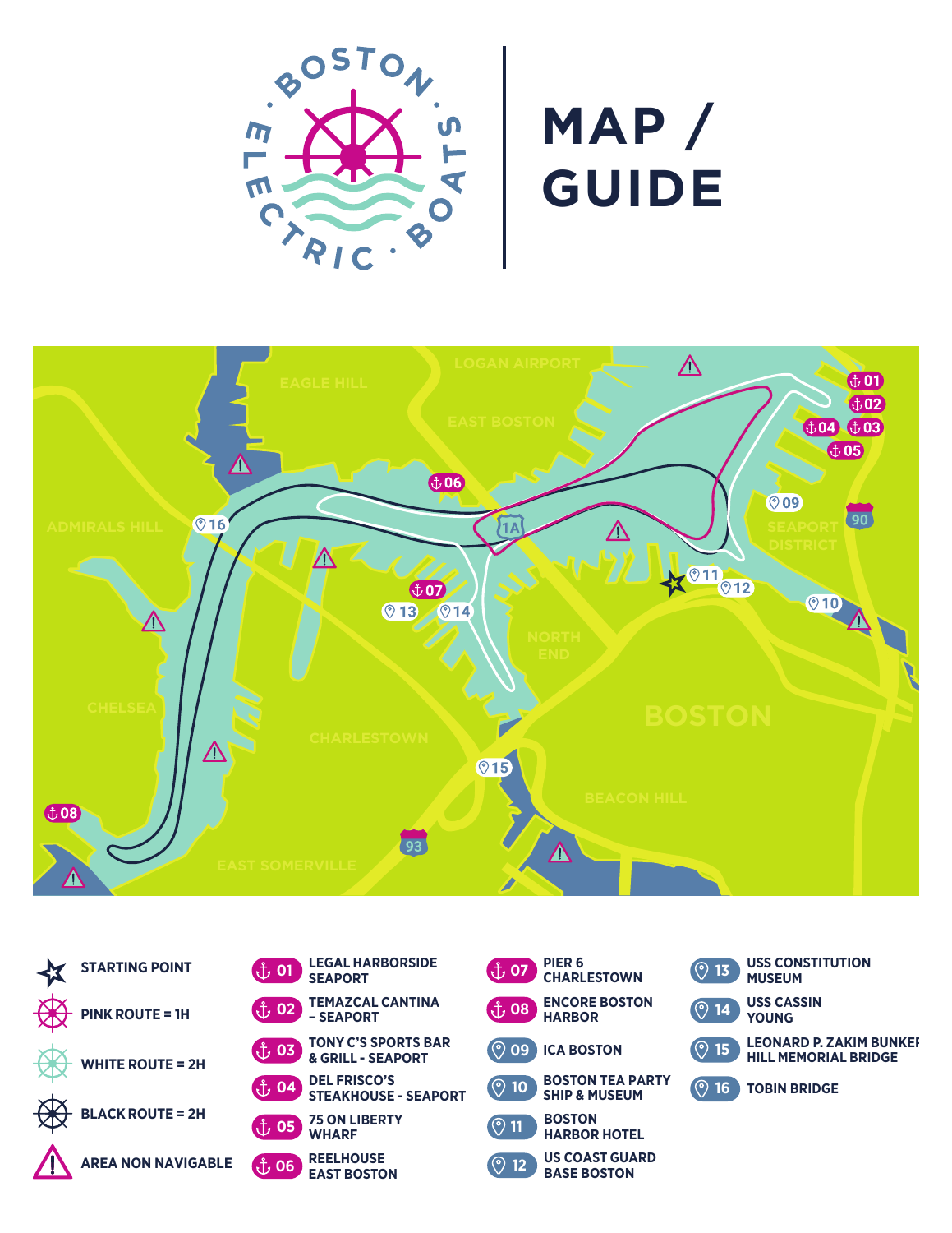# BOSTON ELECTRIC BOATS

# MAP / GUIDE

LOGAN AIRPORT

EAGLE HILL

EAST BOSTON

ADMIRALS HILL

SEAPORT DISTRICT

NORTH END

BOSTON

CHELSEA

CHARLESTOWN

BEACON HILL

EAST SOMERVILLE

- STARTING POINT
- PINK ROUTE = 1H
- WHITE ROUTE = 2H
- BLACK ROUTE = 2H
- AREA NON NAVIGABLE

| | |
|---|---|
| 01 | LEGAL HARBORSIDE SEAPORT |
| 02 | TEMAZCAL CANTINA – SEAPORT |
| 03 | TONY C'S SPORTS BAR & GRILL - SEAPORT |
| 04 | DEL FRISCO'S STEAKHOUSE - SEAPORT |
| 05 | 75 ON LIBERTY WHARF |
| 06 | REELHOUSE EAST BOSTON |
| 07 | PIER 6 CHARLESTOWN |
| 08 | ENCORE BOSTON HARBOR |
| 09 | ICA BOSTON |
| 10 | BOSTON TEA PARTY SHIP & MUSEUM |
| 11 | BOSTON HARBOR HOTEL |
| 12 | US COAST GUARD BASE BOSTON |
| 13 | USS CONSTITUTION MUSEUM |
| 14 | USS CASSIN YOUNG |
| 15 | LEONARD P. ZAKIM BUNKER HILL MEMORIAL BRIDGE |
| 16 | TOBIN BRIDGE |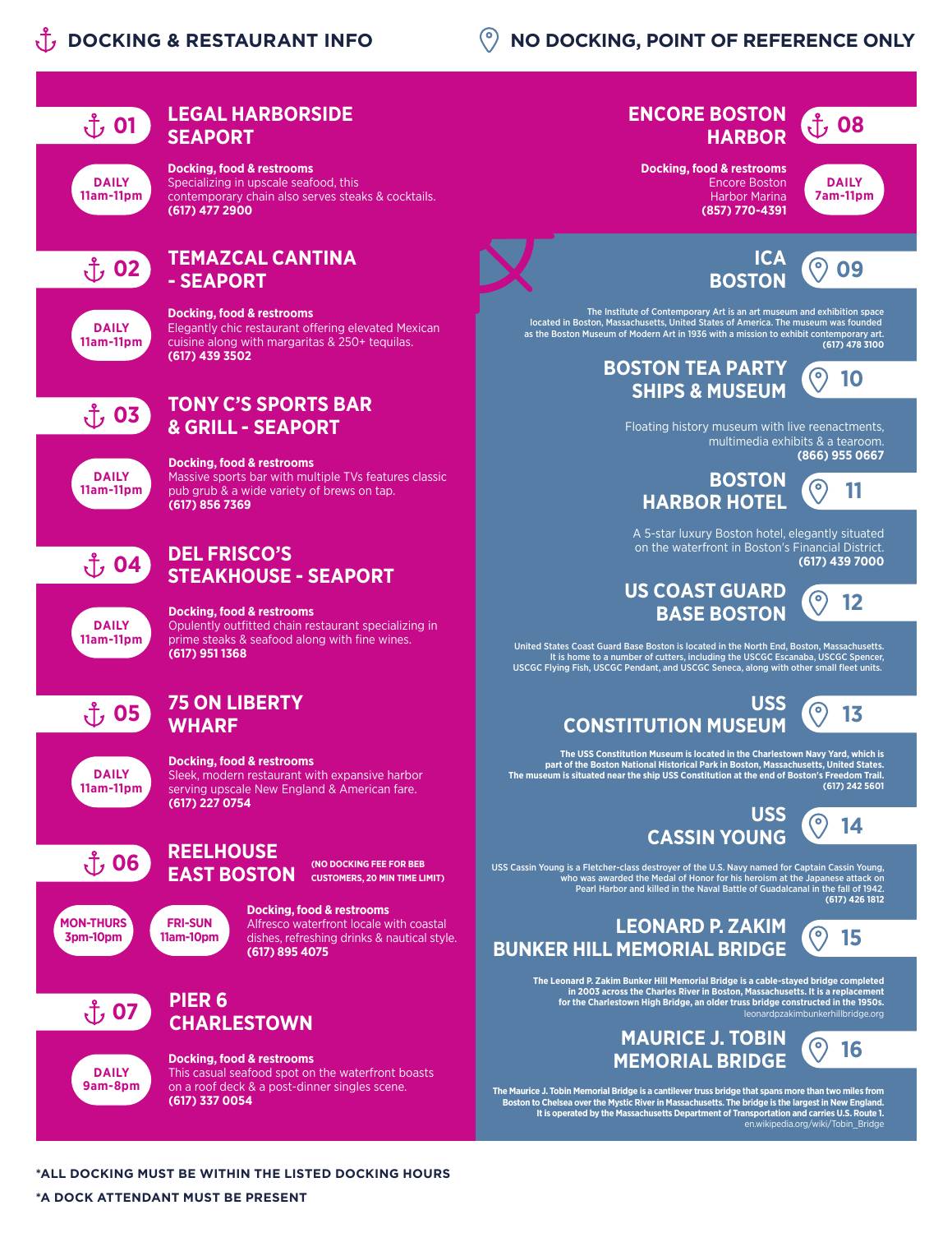**⚓ DOCKING & RESTAURANT INFO**

**NO DOCKING, POINT OF REFERENCE ONLY**

## ⚓ 01 LEGAL HARBORSIDE SEAPORT

DAILY 11am-11pm

**Docking, food & restrooms**
Specializing in upscale seafood, this contemporary chain also serves steaks & cocktails.
**(617) 477 2900**

## ⚓ 02 TEMAZCAL CANTINA - SEAPORT

DAILY 11am-11pm

**Docking, food & restrooms**
Elegantly chic restaurant offering elevated Mexican cuisine along with margaritas & 250+ tequilas.
**(617) 439 3502**

## ⚓ 03 TONY C'S SPORTS BAR & GRILL - SEAPORT

DAILY 11am-11pm

**Docking, food & restrooms**
Massive sports bar with multiple TVs features classic pub grub & a wide variety of brews on tap.
**(617) 856 7369**

## ⚓ 04 DEL FRISCO'S STEAKHOUSE - SEAPORT

DAILY 11am-11pm

**Docking, food & restrooms**
Opulently outfitted chain restaurant specializing in prime steaks & seafood along with fine wines.
**(617) 951 1368**

## ⚓ 05 75 ON LIBERTY WHARF

DAILY 11am-11pm

**Docking, food & restrooms**
Sleek, modern restaurant with expansive harbor serving upscale New England & American fare.
**(617) 227 0754**

## ⚓ 06 REELHOUSE EAST BOSTON

**(NO DOCKING FEE FOR BEB CUSTOMERS, 20 MIN TIME LIMIT)**

MON-THURS 3pm-10pm

FRI-SUN 11am-10pm

**Docking, food & restrooms**
Alfresco waterfront locale with coastal dishes, refreshing drinks & nautical style.
**(617) 895 4075**

## ⚓ 07 PIER 6 CHARLESTOWN

DAILY 9am-8pm

**Docking, food & restrooms**
This casual seafood spot on the waterfront boasts on a roof deck & a post-dinner singles scene.
**(617) 337 0054**

## ⚓ 08 ENCORE BOSTON HARBOR

DAILY 7am-11pm

**Docking, food & restrooms**
Encore Boston Harbor Marina
**(857) 770-4391**

## 09 ICA BOSTON

The Institute of Contemporary Art is an art museum and exhibition space located in Boston, Massachusetts, United States of America. The museum was founded as the Boston Museum of Modern Art in 1936 with a mission to exhibit contemporary art.
(617) 478 3100

## 10 BOSTON TEA PARTY SHIPS & MUSEUM

Floating history museum with live reenactments, multimedia exhibits & a tearoom.
**(866) 955 0667**

## 11 BOSTON HARBOR HOTEL

A 5-star luxury Boston hotel, elegantly situated on the waterfront in Boston's Financial District.
**(617) 439 7000**

## 12 US COAST GUARD BASE BOSTON

United States Coast Guard Base Boston is located in the North End, Boston, Massachusetts. It is home to a number of cutters, including the USCGC Escanaba, USCGC Spencer, USCGC Flying Fish, USCGC Pendant, and USCGC Seneca, along with other small fleet units.

## 13 USS CONSTITUTION MUSEUM

The USS Constitution Museum is located in the Charlestown Navy Yard, which is part of the Boston National Historical Park in Boston, Massachusetts, United States. The museum is situated near the ship USS Constitution at the end of Boston's Freedom Trail.
(617) 242 5601

## 14 USS CASSIN YOUNG

USS Cassin Young is a Fletcher-class destroyer of the U.S. Navy named for Captain Cassin Young, who was awarded the Medal of Honor for his heroism at the Japanese attack on Pearl Harbor and killed in the Naval Battle of Guadalcanal in the fall of 1942.
(617) 426 1812

## 15 LEONARD P. ZAKIM BUNKER HILL MEMORIAL BRIDGE

The Leonard P. Zakim Bunker Hill Memorial Bridge is a cable-stayed bridge completed in 2003 across the Charles River in Boston, Massachusetts. It is a replacement for the Charlestown High Bridge, an older truss bridge constructed in the 1950s.
leonardpzakimbunkerhillbridge.org

## 16 MAURICE J. TOBIN MEMORIAL BRIDGE

The Maurice J. Tobin Memorial Bridge is a cantilever truss bridge that spans more than two miles from Boston to Chelsea over the Mystic River in Massachusetts. The bridge is the largest in New England. It is operated by the Massachusetts Department of Transportation and carries U.S. Route 1.
en.wikipedia.org/wiki/Tobin_Bridge

**\*ALL DOCKING MUST BE WITHIN THE LISTED DOCKING HOURS**

**\*A DOCK ATTENDANT MUST BE PRESENT**